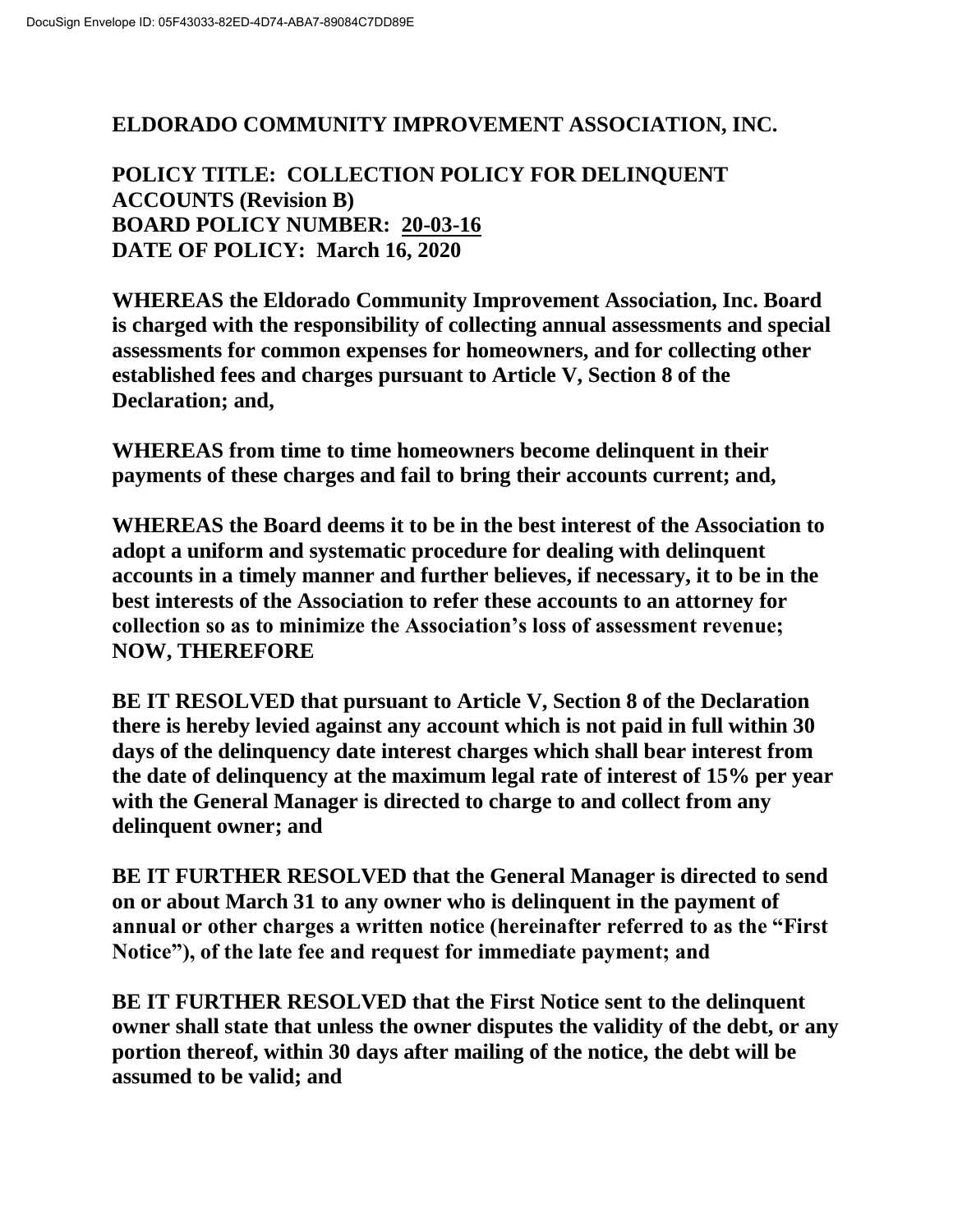# ELDORADO COMMUNITY IMPROVEMENT ASSOCIATION, INC.

**POLICY TITLE: COLLECTION POLICY FOR DELINQUENT ACCOUNTS (Revision B)**
**BOARD POLICY NUMBER: 20-03-16**
**DATE OF POLICY: March 16, 2020**

**WHEREAS the Eldorado Community Improvement Association, Inc. Board is charged with the responsibility of collecting annual assessments and special assessments for common expenses for homeowners, and for collecting other established fees and charges pursuant to Article V, Section 8 of the Declaration; and,**

**WHEREAS from time to time homeowners become delinquent in their payments of these charges and fail to bring their accounts current; and,**

**WHEREAS the Board deems it to be in the best interest of the Association to adopt a uniform and systematic procedure for dealing with delinquent accounts in a timely manner and further believes, if necessary, it to be in the best interests of the Association to refer these accounts to an attorney for collection so as to minimize the Association's loss of assessment revenue; NOW, THEREFORE**

**BE IT RESOLVED that pursuant to Article V, Section 8 of the Declaration there is hereby levied against any account which is not paid in full within 30 days of the delinquency date interest charges which shall bear interest from the date of delinquency at the maximum legal rate of interest of 15% per year with the General Manager is directed to charge to and collect from any delinquent owner; and**

**BE IT FURTHER RESOLVED that the General Manager is directed to send on or about March 31 to any owner who is delinquent in the payment of annual or other charges a written notice (hereinafter referred to as the "First Notice"), of the late fee and request for immediate payment; and**

**BE IT FURTHER RESOLVED that the First Notice sent to the delinquent owner shall state that unless the owner disputes the validity of the debt, or any portion thereof, within 30 days after mailing of the notice, the debt will be assumed to be valid; and**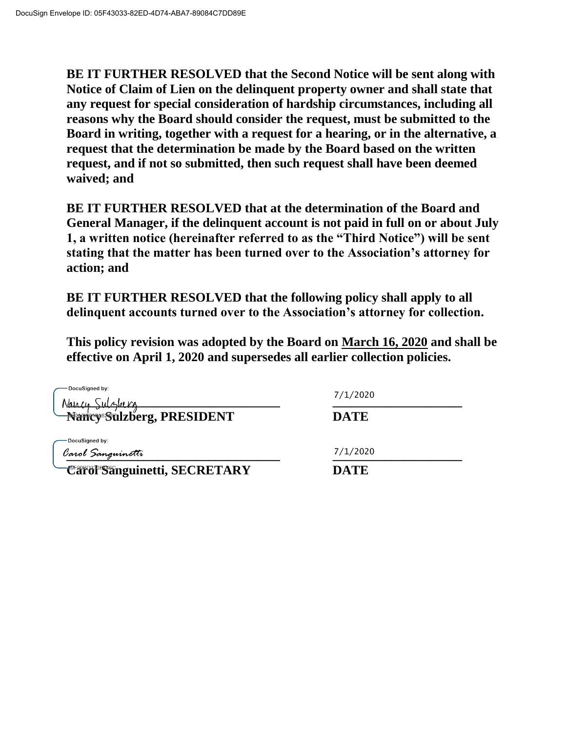**BE IT FURTHER RESOLVED that the Second Notice will be sent along with Notice of Claim of Lien on the delinquent property owner and shall state that any request for special consideration of hardship circumstances, including all reasons why the Board should consider the request, must be submitted to the Board in writing, together with a request for a hearing, or in the alternative, a request that the determination be made by the Board based on the written request, and if not so submitted, then such request shall have been deemed waived; and**

**BE IT FURTHER RESOLVED that at the determination of the Board and General Manager, if the delinquent account is not paid in full on or about July 1, a written notice (hereinafter referred to as the "Third Notice") will be sent stating that the matter has been turned over to the Association's attorney for action; and**

**BE IT FURTHER RESOLVED that the following policy shall apply to all delinquent accounts turned over to the Association's attorney for collection.**

**This policy revision was adopted by the Board on March 16, 2020 and shall be effective on April 1, 2020 and supersedes all earlier collection policies.**

DocuSigned by:
Nancy Sulzberg

**Nancy Sulzberg, PRESIDENT** — 7/1/2020 **DATE**

DocuSigned by:
Carol Sanguinetti

**Carol Sanguinetti, SECRETARY** — 7/1/2020 **DATE**